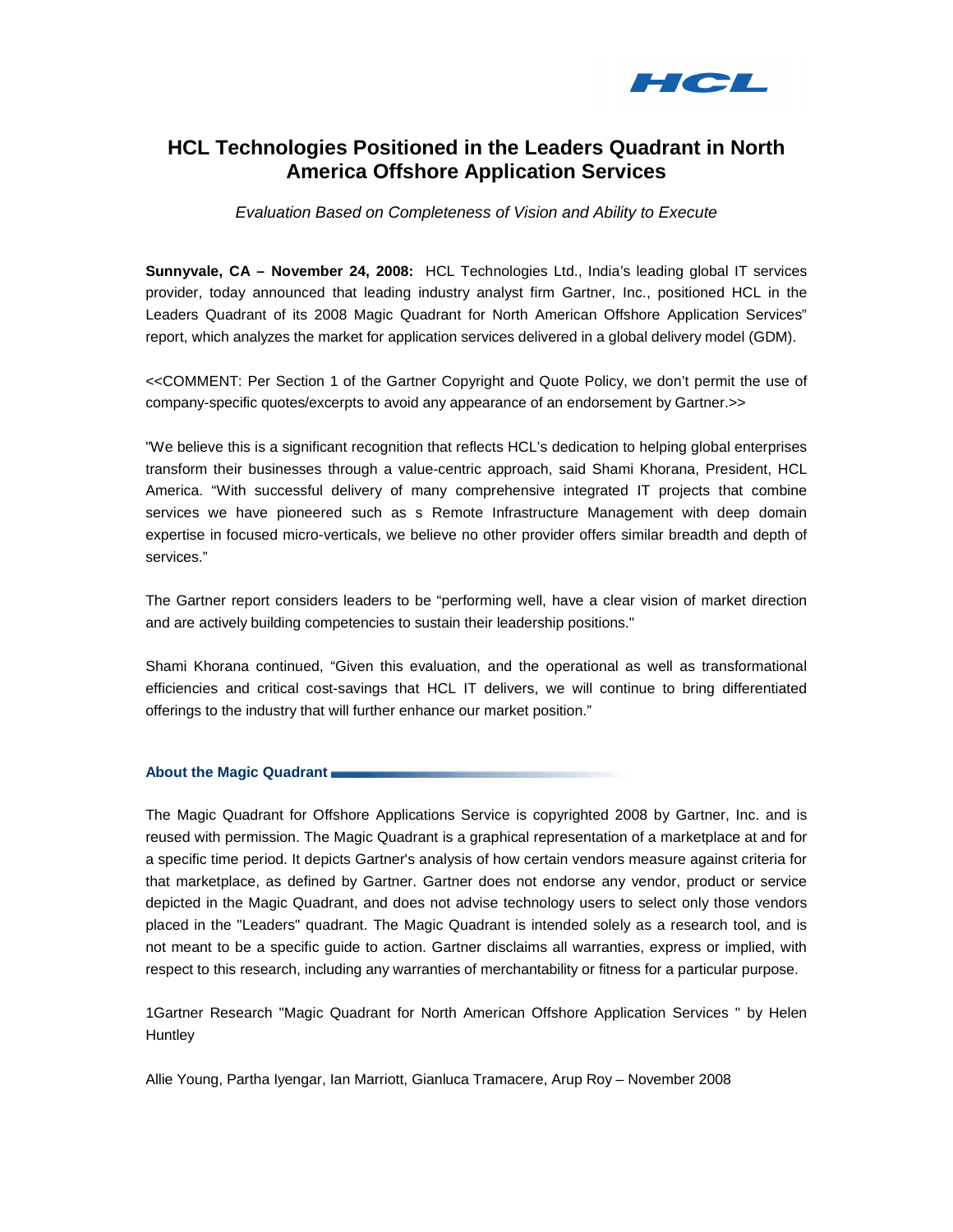# HCL Technologies Positioned in the Leaders Quadrant in North America Offshore Application Services

*Evaluation Based on Completeness of Vision and Ability to Execute*

**Sunnyvale, CA – November 24, 2008:** HCL Technologies Ltd., India's leading global IT services provider, today announced that leading industry analyst firm Gartner, Inc., positioned HCL in the Leaders Quadrant of its 2008 Magic Quadrant for North American Offshore Application Services" report, which analyzes the market for application services delivered in a global delivery model (GDM).

<<COMMENT: Per Section 1 of the Gartner Copyright and Quote Policy, we don't permit the use of company-specific quotes/excerpts to avoid any appearance of an endorsement by Gartner.>>

"We believe this is a significant recognition that reflects HCL's dedication to helping global enterprises transform their businesses through a value-centric approach, said Shami Khorana, President, HCL America. "With successful delivery of many comprehensive integrated IT projects that combine services we have pioneered such as s Remote Infrastructure Management with deep domain expertise in focused micro-verticals, we believe no other provider offers similar breadth and depth of services."

The Gartner report considers leaders to be "performing well, have a clear vision of market direction and are actively building competencies to sustain their leadership positions."

Shami Khorana continued, "Given this evaluation, and the operational as well as transformational efficiencies and critical cost-savings that HCL IT delivers, we will continue to bring differentiated offerings to the industry that will further enhance our market position."

### About the Magic Quadrant

The Magic Quadrant for Offshore Applications Service is copyrighted 2008 by Gartner, Inc. and is reused with permission. The Magic Quadrant is a graphical representation of a marketplace at and for a specific time period. It depicts Gartner's analysis of how certain vendors measure against criteria for that marketplace, as defined by Gartner. Gartner does not endorse any vendor, product or service depicted in the Magic Quadrant, and does not advise technology users to select only those vendors placed in the "Leaders" quadrant. The Magic Quadrant is intended solely as a research tool, and is not meant to be a specific guide to action. Gartner disclaims all warranties, express or implied, with respect to this research, including any warranties of merchantability or fitness for a particular purpose.

1Gartner Research "Magic Quadrant for North American Offshore Application Services " by Helen Huntley

Allie Young, Partha Iyengar, Ian Marriott, Gianluca Tramacere, Arup Roy – November 2008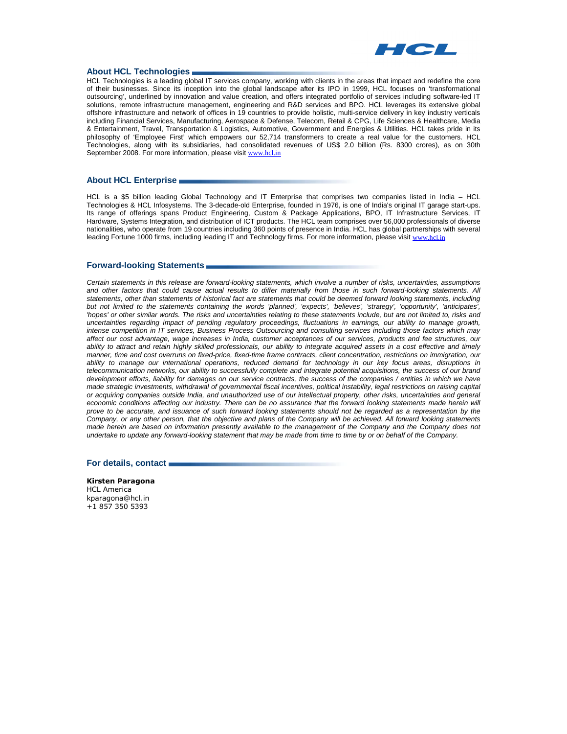## About HCL Technologies

HCL Technologies is a leading global IT services company, working with clients in the areas that impact and redefine the core of their businesses. Since its inception into the global landscape after its IPO in 1999, HCL focuses on 'transformational outsourcing', underlined by innovation and value creation, and offers integrated portfolio of services including software-led IT solutions, remote infrastructure management, engineering and R&D services and BPO. HCL leverages its extensive global offshore infrastructure and network of offices in 19 countries to provide holistic, multi-service delivery in key industry verticals including Financial Services, Manufacturing, Aerospace & Defense, Telecom, Retail & CPG, Life Sciences & Healthcare, Media & Entertainment, Travel, Transportation & Logistics, Automotive, Government and Energies & Utilities. HCL takes pride in its philosophy of 'Employee First' which empowers our 52,714 transformers to create a real value for the customers. HCL Technologies, along with its subsidiaries, had consolidated revenues of US$ 2.0 billion (Rs. 8300 crores), as on 30th September 2008. For more information, please visit www.hcl.in

## About HCL Enterprise

HCL is a $5 billion leading Global Technology and IT Enterprise that comprises two companies listed in India – HCL Technologies & HCL Infosystems. The 3-decade-old Enterprise, founded in 1976, is one of India's original IT garage start-ups. Its range of offerings spans Product Engineering, Custom & Package Applications, BPO, IT Infrastructure Services, IT Hardware, Systems Integration, and distribution of ICT products. The HCL team comprises over 56,000 professionals of diverse nationalities, who operate from 19 countries including 360 points of presence in India. HCL has global partnerships with several leading Fortune 1000 firms, including leading IT and Technology firms. For more information, please visit www.hcl.in

## Forward-looking Statements

*Certain statements in this release are forward-looking statements, which involve a number of risks, uncertainties, assumptions and other factors that could cause actual results to differ materially from those in such forward-looking statements. All statements, other than statements of historical fact are statements that could be deemed forward looking statements, including but not limited to the statements containing the words 'planned', 'expects', 'believes', 'strategy', 'opportunity', 'anticipates', 'hopes' or other similar words. The risks and uncertainties relating to these statements include, but are not limited to, risks and uncertainties regarding impact of pending regulatory proceedings, fluctuations in earnings, our ability to manage growth, intense competition in IT services, Business Process Outsourcing and consulting services including those factors which may affect our cost advantage, wage increases in India, customer acceptances of our services, products and fee structures, our ability to attract and retain highly skilled professionals, our ability to integrate acquired assets in a cost effective and timely manner, time and cost overruns on fixed-price, fixed-time frame contracts, client concentration, restrictions on immigration, our ability to manage our international operations, reduced demand for technology in our key focus areas, disruptions in telecommunication networks, our ability to successfully complete and integrate potential acquisitions, the success of our brand development efforts, liability for damages on our service contracts, the success of the companies / entities in which we have made strategic investments, withdrawal of governmental fiscal incentives, political instability, legal restrictions on raising capital or acquiring companies outside India, and unauthorized use of our intellectual property, other risks, uncertainties and general economic conditions affecting our industry. There can be no assurance that the forward looking statements made herein will prove to be accurate, and issuance of such forward looking statements should not be regarded as a representation by the Company, or any other person, that the objective and plans of the Company will be achieved. All forward looking statements made herein are based on information presently available to the management of the Company and the Company does not undertake to update any forward-looking statement that may be made from time to time by or on behalf of the Company.*

## For details, contact

**Kirsten Paragona**
HCL America
kparagona@hcl.in
+1 857 350 5393